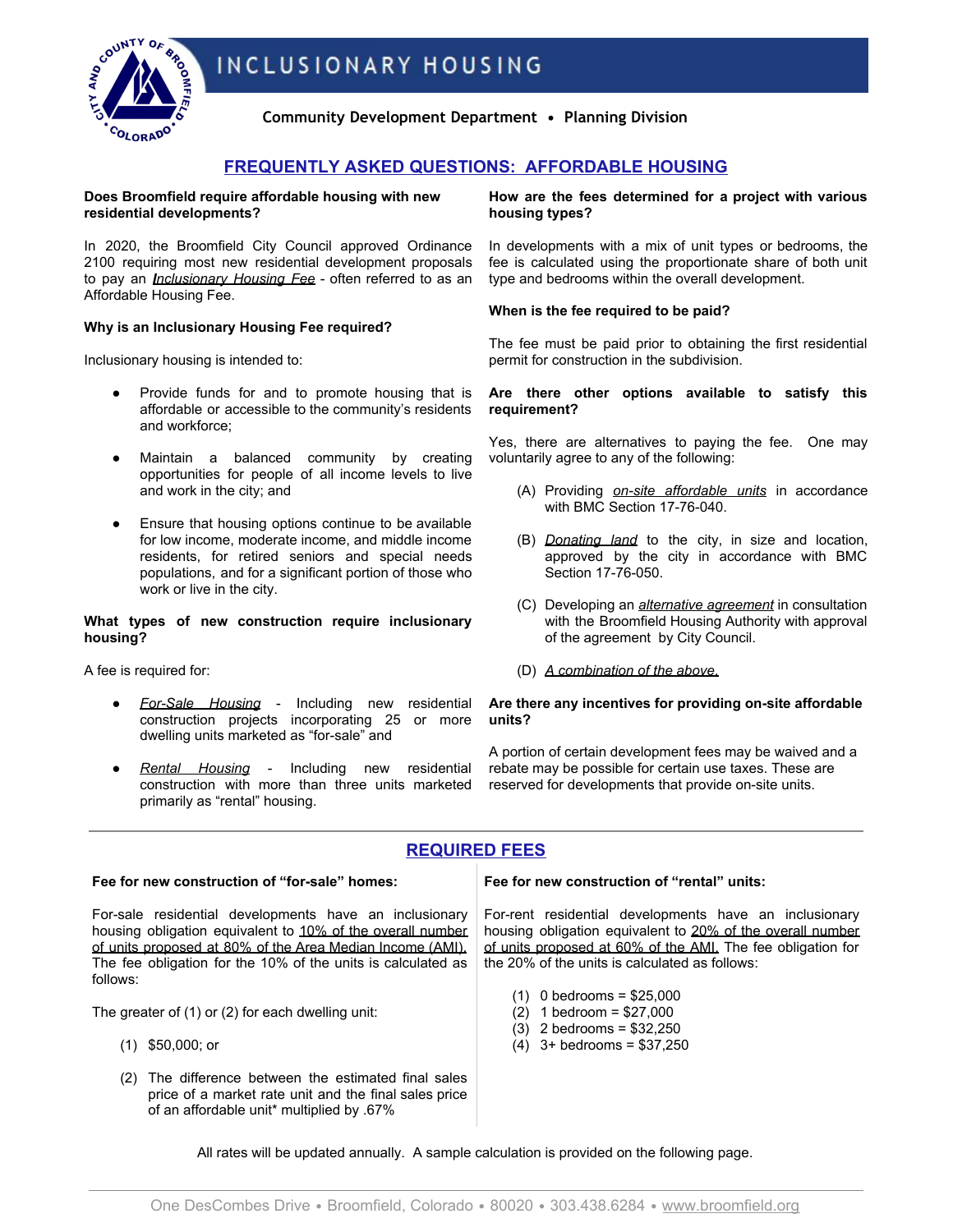# INCLUSIONARY HOUSING

**Community Development Department • Planning Division**

## FREQUENTLY ASKED QUESTIONS: AFFORDABLE HOUSING

**Does Broomfield require affordable housing with new residential developments?**

In 2020, the Broomfield City Council approved Ordinance 2100 requiring most new residential development proposals to pay an *Inclusionary Housing Fee* - often referred to as an Affordable Housing Fee.

**Why is an Inclusionary Housing Fee required?**

Inclusionary housing is intended to:

- Provide funds for and to promote housing that is affordable or accessible to the community's residents and workforce;
- Maintain a balanced community by creating opportunities for people of all income levels to live and work in the city; and
- Ensure that housing options continue to be available for low income, moderate income, and middle income residents, for retired seniors and special needs populations, and for a significant portion of those who work or live in the city.

**What types of new construction require inclusionary housing?**

A fee is required for:

- *For-Sale Housing* - Including new residential construction projects incorporating 25 or more dwelling units marketed as "for-sale" and
- *Rental Housing* - Including new residential construction with more than three units marketed primarily as "rental" housing.

**How are the fees determined for a project with various housing types?**

In developments with a mix of unit types or bedrooms, the fee is calculated using the proportionate share of both unit type and bedrooms within the overall development.

**When is the fee required to be paid?**

The fee must be paid prior to obtaining the first residential permit for construction in the subdivision.

**Are there other options available to satisfy this requirement?**

Yes, there are alternatives to paying the fee. One may voluntarily agree to any of the following:

(A) Providing *on-site affordable units* in accordance with BMC Section 17-76-040.

(B) *Donating land* to the city, in size and location, approved by the city in accordance with BMC Section 17-76-050.

(C) Developing an *alternative agreement* in consultation with the Broomfield Housing Authority with approval of the agreement by City Council.

(D) *A combination of the above.*

**Are there any incentives for providing on-site affordable units?**

A portion of certain development fees may be waived and a rebate may be possible for certain use taxes. These are reserved for developments that provide on-site units.

## REQUIRED FEES

**Fee for new construction of "for-sale" homes:**

For-sale residential developments have an inclusionary housing obligation equivalent to 10% of the overall number of units proposed at 80% of the Area Median Income (AMI). The fee obligation for the 10% of the units is calculated as follows:

The greater of (1) or (2) for each dwelling unit:

(1) $50,000; or

(2) The difference between the estimated final sales price of a market rate unit and the final sales price of an affordable unit* multiplied by .67%

**Fee for new construction of "rental" units:**

For-rent residential developments have an inclusionary housing obligation equivalent to 20% of the overall number of units proposed at 60% of the AMI. The fee obligation for the 20% of the units is calculated as follows:

(1) 0 bedrooms = $25,000
(2) 1 bedroom = $27,000
(3) 2 bedrooms = $32,250
(4) 3+ bedrooms = $37,250

All rates will be updated annually. A sample calculation is provided on the following page.

One DesCombes Drive • Broomfield, Colorado • 80020 • 303.438.6284 • www.broomfield.org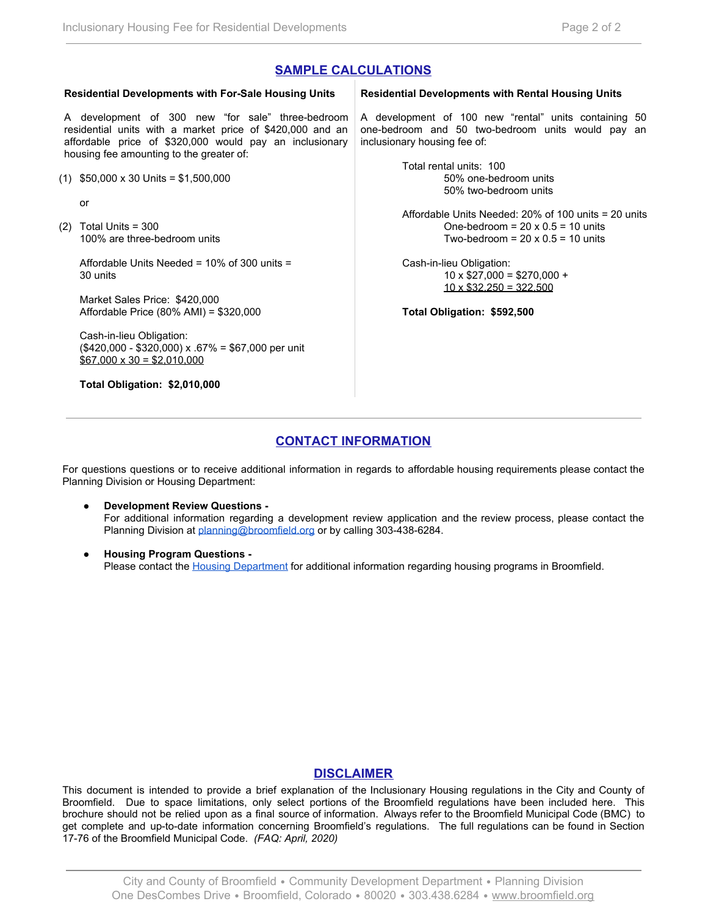## SAMPLE CALCULATIONS

### Residential Developments with For-Sale Housing Units

A development of 300 new "for sale" three-bedroom residential units with a market price of $420,000 and an affordable price of $320,000 would pay an inclusionary housing fee amounting to the greater of:

(1) $50,000 x 30 Units = $1,500,000

or

(2) Total Units = 300
100% are three-bedroom units

Affordable Units Needed = 10% of 300 units = 30 units

Market Sales Price: $420,000
Affordable Price (80% AMI) = $320,000

Cash-in-lieu Obligation:
($420,000 - $320,000) x .67% = $67,000 per unit
$67,000 x 30 = $2,010,000

**Total Obligation: $2,010,000**

### Residential Developments with Rental Housing Units

A development of 100 new "rental" units containing 50 one-bedroom and 50 two-bedroom units would pay an inclusionary housing fee of:

Total rental units: 100
50% one-bedroom units
50% two-bedroom units

Affordable Units Needed: 20% of 100 units = 20 units
One-bedroom = 20 x 0.5 = 10 units
Two-bedroom = 20 x 0.5 = 10 units

Cash-in-lieu Obligation:
10 x $27,000 = $270,000 +
10 x $32,250 = 322,500

**Total Obligation: $592,500**

## CONTACT INFORMATION

For questions questions or to receive additional information in regards to affordable housing requirements please contact the Planning Division or Housing Department:

- **Development Review Questions -**
  For additional information regarding a development review application and the review process, please contact the Planning Division at planning@broomfield.org or by calling 303-438-6284.

- **Housing Program Questions -**
  Please contact the Housing Department for additional information regarding housing programs in Broomfield.

## DISCLAIMER

This document is intended to provide a brief explanation of the Inclusionary Housing regulations in the City and County of Broomfield. Due to space limitations, only select portions of the Broomfield regulations have been included here. This brochure should not be relied upon as a final source of information. Always refer to the Broomfield Municipal Code (BMC) to get complete and up-to-date information concerning Broomfield's regulations. The full regulations can be found in Section 17-76 of the Broomfield Municipal Code. *(FAQ: April, 2020)*

City and County of Broomfield • Community Development Department • Planning Division
One DesCombes Drive • Broomfield, Colorado • 80020 • 303.438.6284 • www.broomfield.org